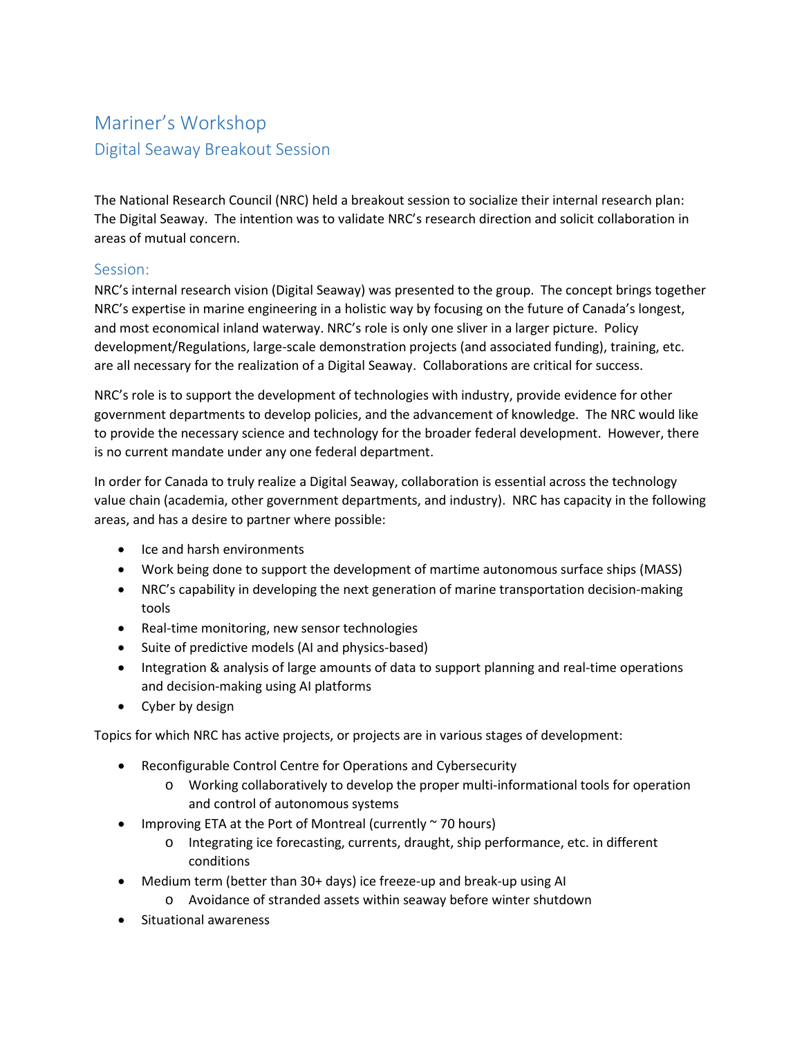# Mariner's Workshop

## Digital Seaway Breakout Session

The National Research Council (NRC) held a breakout session to socialize their internal research plan: The Digital Seaway. The intention was to validate NRC's research direction and solicit collaboration in areas of mutual concern.

### Session:

NRC's internal research vision (Digital Seaway) was presented to the group. The concept brings together NRC's expertise in marine engineering in a holistic way by focusing on the future of Canada's longest, and most economical inland waterway. NRC's role is only one sliver in a larger picture. Policy development/Regulations, large-scale demonstration projects (and associated funding), training, etc. are all necessary for the realization of a Digital Seaway. Collaborations are critical for success.

NRC's role is to support the development of technologies with industry, provide evidence for other government departments to develop policies, and the advancement of knowledge. The NRC would like to provide the necessary science and technology for the broader federal development. However, there is no current mandate under any one federal department.

In order for Canada to truly realize a Digital Seaway, collaboration is essential across the technology value chain (academia, other government departments, and industry). NRC has capacity in the following areas, and has a desire to partner where possible:

- Ice and harsh environments
- Work being done to support the development of martime autonomous surface ships (MASS)
- NRC's capability in developing the next generation of marine transportation decision-making tools
- Real-time monitoring, new sensor technologies
- Suite of predictive models (AI and physics-based)
- Integration & analysis of large amounts of data to support planning and real-time operations and decision-making using AI platforms
- Cyber by design

Topics for which NRC has active projects, or projects are in various stages of development:

- Reconfigurable Control Centre for Operations and Cybersecurity
  - Working collaboratively to develop the proper multi-informational tools for operation and control of autonomous systems
- Improving ETA at the Port of Montreal (currently ~ 70 hours)
  - Integrating ice forecasting, currents, draught, ship performance, etc. in different conditions
- Medium term (better than 30+ days) ice freeze-up and break-up using AI
  - Avoidance of stranded assets within seaway before winter shutdown
- Situational awareness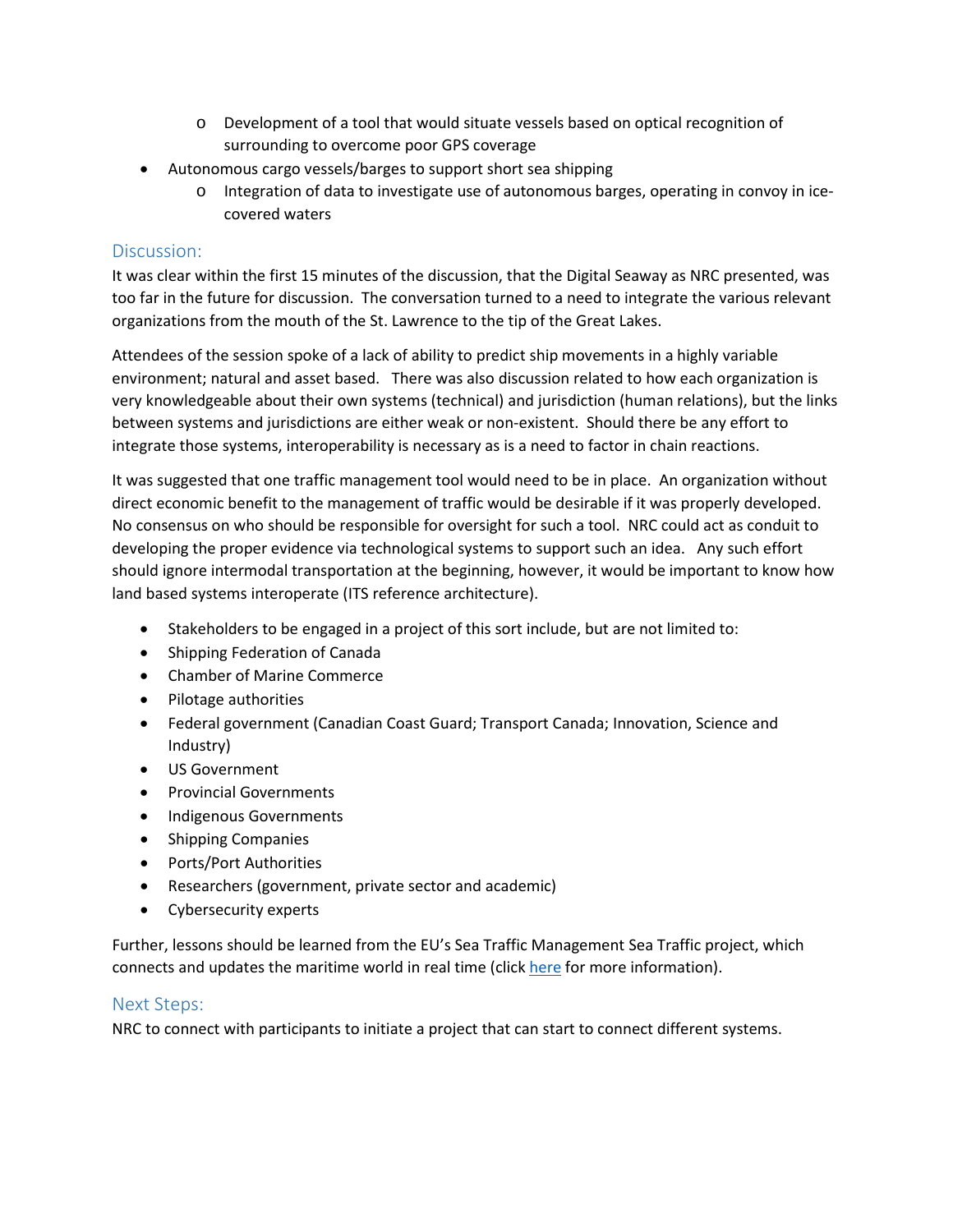- Development of a tool that would situate vessels based on optical recognition of surrounding to overcome poor GPS coverage
- Autonomous cargo vessels/barges to support short sea shipping
  - Integration of data to investigate use of autonomous barges, operating in convoy in ice-covered waters

## Discussion:

It was clear within the first 15 minutes of the discussion, that the Digital Seaway as NRC presented, was too far in the future for discussion. The conversation turned to a need to integrate the various relevant organizations from the mouth of the St. Lawrence to the tip of the Great Lakes.

Attendees of the session spoke of a lack of ability to predict ship movements in a highly variable environment; natural and asset based. There was also discussion related to how each organization is very knowledgeable about their own systems (technical) and jurisdiction (human relations), but the links between systems and jurisdictions are either weak or non-existent. Should there be any effort to integrate those systems, interoperability is necessary as is a need to factor in chain reactions.

It was suggested that one traffic management tool would need to be in place. An organization without direct economic benefit to the management of traffic would be desirable if it was properly developed. No consensus on who should be responsible for oversight for such a tool. NRC could act as conduit to developing the proper evidence via technological systems to support such an idea. Any such effort should ignore intermodal transportation at the beginning, however, it would be important to know how land based systems interoperate (ITS reference architecture).

- Stakeholders to be engaged in a project of this sort include, but are not limited to:
- Shipping Federation of Canada
- Chamber of Marine Commerce
- Pilotage authorities
- Federal government (Canadian Coast Guard; Transport Canada; Innovation, Science and Industry)
- US Government
- Provincial Governments
- Indigenous Governments
- Shipping Companies
- Ports/Port Authorities
- Researchers (government, private sector and academic)
- Cybersecurity experts

Further, lessons should be learned from the EU's Sea Traffic Management Sea Traffic project, which connects and updates the maritime world in real time (click here for more information).

## Next Steps:

NRC to connect with participants to initiate a project that can start to connect different systems.